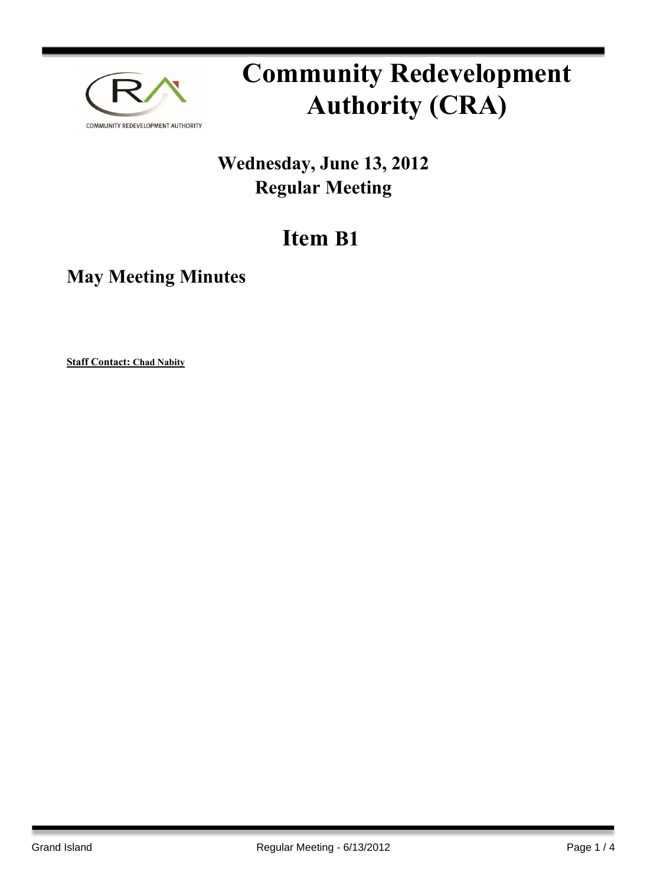# Community Redevelopment Authority (CRA)

## Wednesday, June 13, 2012
## Regular Meeting

# Item B1

## May Meeting Minutes

**Staff Contact: Chad Nabity**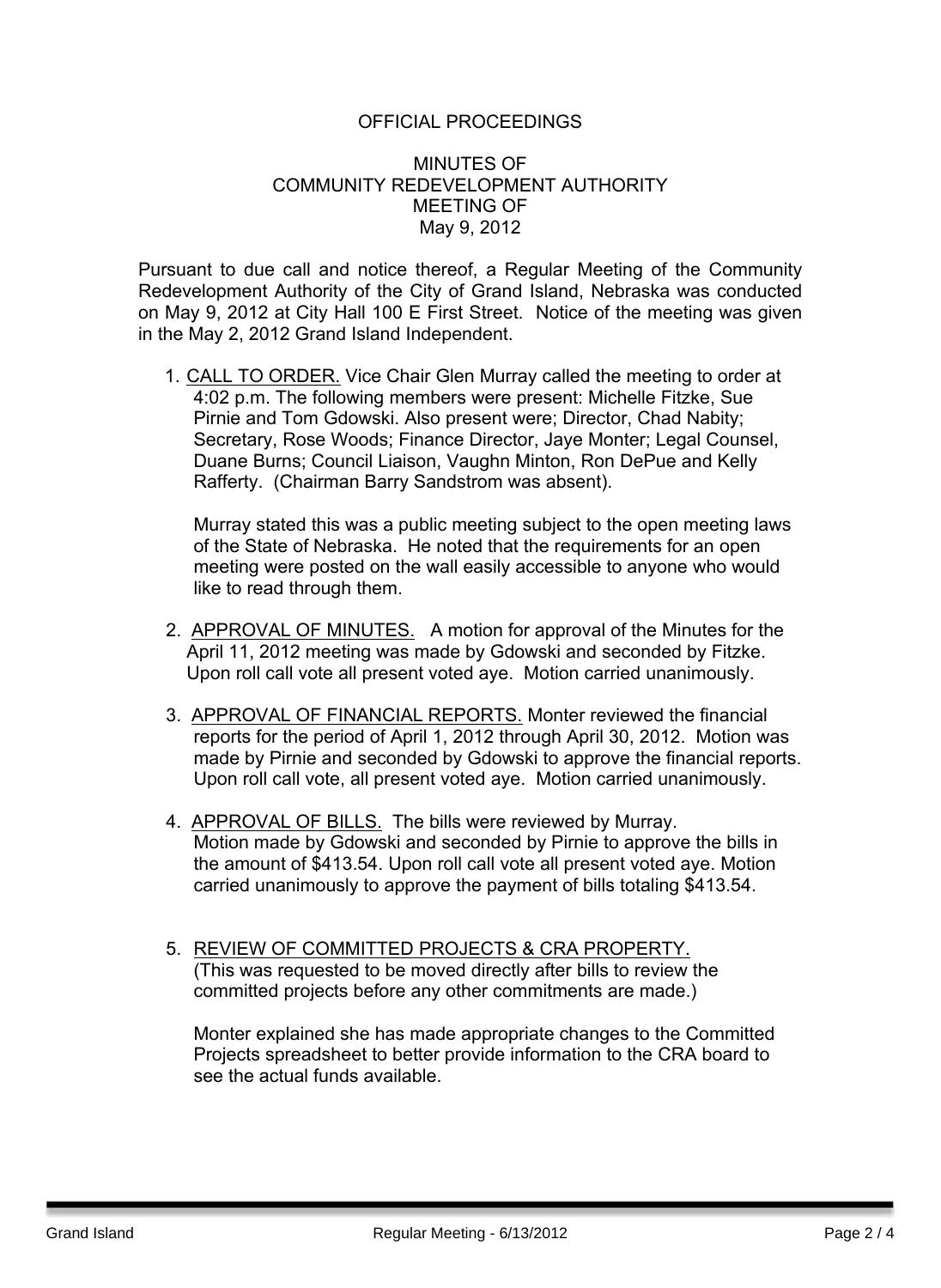OFFICIAL PROCEEDINGS

MINUTES OF
COMMUNITY REDEVELOPMENT AUTHORITY
MEETING OF
May 9, 2012

Pursuant to due call and notice thereof, a Regular Meeting of the Community Redevelopment Authority of the City of Grand Island, Nebraska was conducted on May 9, 2012 at City Hall 100 E First Street. Notice of the meeting was given in the May 2, 2012 Grand Island Independent.

1. CALL TO ORDER. Vice Chair Glen Murray called the meeting to order at 4:02 p.m. The following members were present: Michelle Fitzke, Sue Pirnie and Tom Gdowski. Also present were; Director, Chad Nabity; Secretary, Rose Woods; Finance Director, Jaye Monter; Legal Counsel, Duane Burns; Council Liaison, Vaughn Minton, Ron DePue and Kelly Rafferty. (Chairman Barry Sandstrom was absent).

   Murray stated this was a public meeting subject to the open meeting laws of the State of Nebraska. He noted that the requirements for an open meeting were posted on the wall easily accessible to anyone who would like to read through them.

2. APPROVAL OF MINUTES. A motion for approval of the Minutes for the April 11, 2012 meeting was made by Gdowski and seconded by Fitzke. Upon roll call vote all present voted aye. Motion carried unanimously.

3. APPROVAL OF FINANCIAL REPORTS. Monter reviewed the financial reports for the period of April 1, 2012 through April 30, 2012. Motion was made by Pirnie and seconded by Gdowski to approve the financial reports. Upon roll call vote, all present voted aye. Motion carried unanimously.

4. APPROVAL OF BILLS. The bills were reviewed by Murray. Motion made by Gdowski and seconded by Pirnie to approve the bills in the amount of $413.54. Upon roll call vote all present voted aye. Motion carried unanimously to approve the payment of bills totaling $413.54.

5. REVIEW OF COMMITTED PROJECTS & CRA PROPERTY. (This was requested to be moved directly after bills to review the committed projects before any other commitments are made.)

   Monter explained she has made appropriate changes to the Committed Projects spreadsheet to better provide information to the CRA board to see the actual funds available.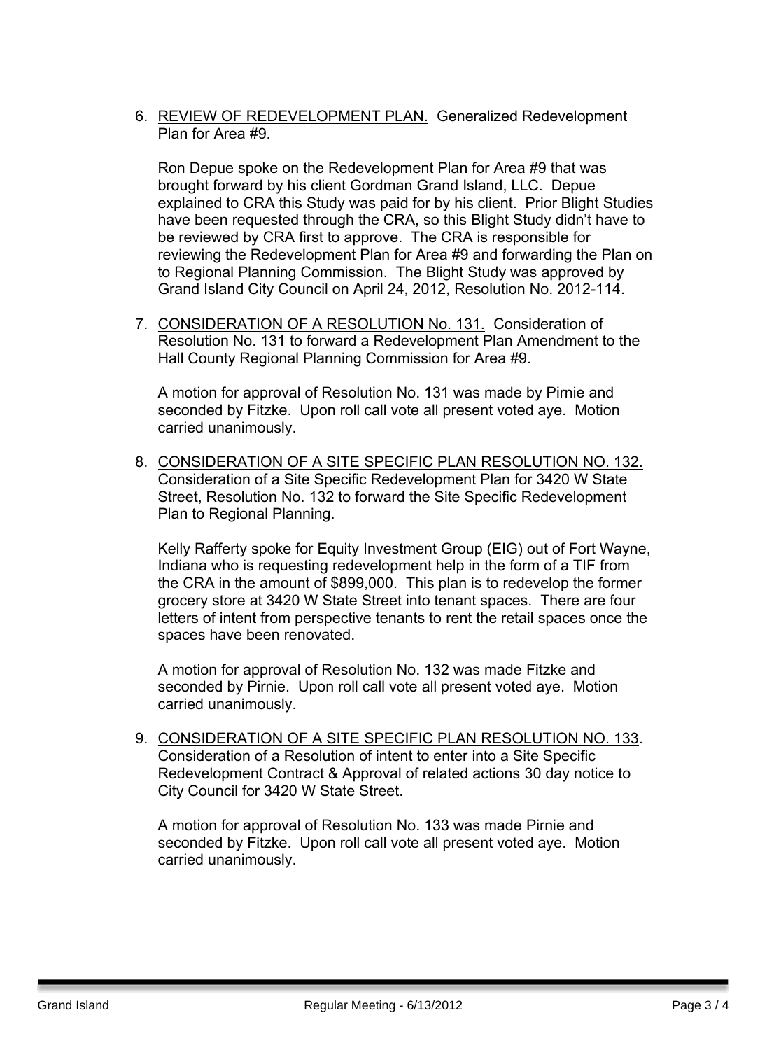6. REVIEW OF REDEVELOPMENT PLAN. Generalized Redevelopment Plan for Area #9.

   Ron Depue spoke on the Redevelopment Plan for Area #9 that was brought forward by his client Gordman Grand Island, LLC. Depue explained to CRA this Study was paid for by his client. Prior Blight Studies have been requested through the CRA, so this Blight Study didn't have to be reviewed by CRA first to approve. The CRA is responsible for reviewing the Redevelopment Plan for Area #9 and forwarding the Plan on to Regional Planning Commission. The Blight Study was approved by Grand Island City Council on April 24, 2012, Resolution No. 2012-114.

7. CONSIDERATION OF A RESOLUTION No. 131. Consideration of Resolution No. 131 to forward a Redevelopment Plan Amendment to the Hall County Regional Planning Commission for Area #9.

   A motion for approval of Resolution No. 131 was made by Pirnie and seconded by Fitzke. Upon roll call vote all present voted aye. Motion carried unanimously.

8. CONSIDERATION OF A SITE SPECIFIC PLAN RESOLUTION NO. 132. Consideration of a Site Specific Redevelopment Plan for 3420 W State Street, Resolution No. 132 to forward the Site Specific Redevelopment Plan to Regional Planning.

   Kelly Rafferty spoke for Equity Investment Group (EIG) out of Fort Wayne, Indiana who is requesting redevelopment help in the form of a TIF from the CRA in the amount of $899,000. This plan is to redevelop the former grocery store at 3420 W State Street into tenant spaces. There are four letters of intent from perspective tenants to rent the retail spaces once the spaces have been renovated.

   A motion for approval of Resolution No. 132 was made Fitzke and seconded by Pirnie. Upon roll call vote all present voted aye. Motion carried unanimously.

9. CONSIDERATION OF A SITE SPECIFIC PLAN RESOLUTION NO. 133. Consideration of a Resolution of intent to enter into a Site Specific Redevelopment Contract & Approval of related actions 30 day notice to City Council for 3420 W State Street.

   A motion for approval of Resolution No. 133 was made Pirnie and seconded by Fitzke. Upon roll call vote all present voted aye. Motion carried unanimously.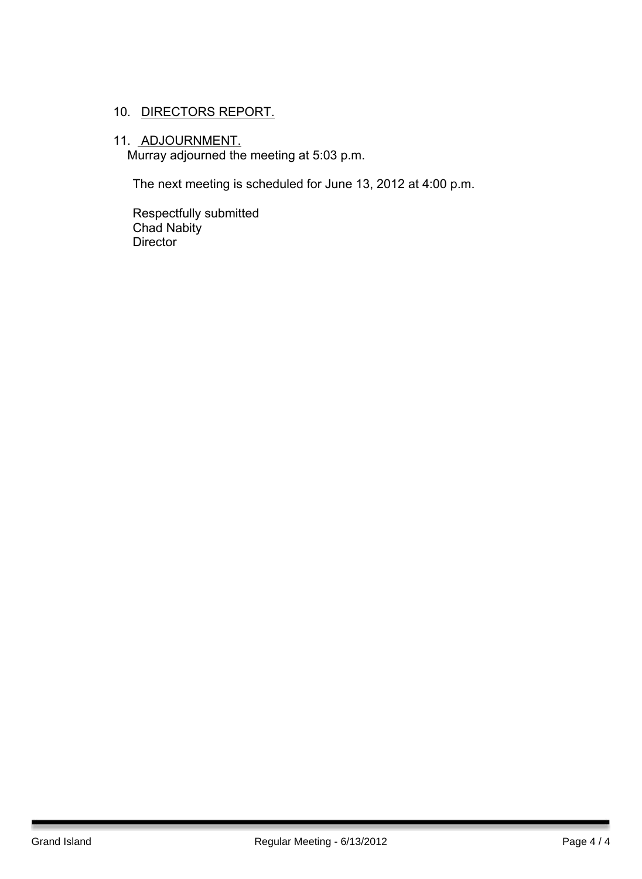10. DIRECTORS REPORT.

11. ADJOURNMENT.

Murray adjourned the meeting at 5:03 p.m.

The next meeting is scheduled for June 13, 2012 at 4:00 p.m.

Respectfully submitted
Chad Nabity
Director